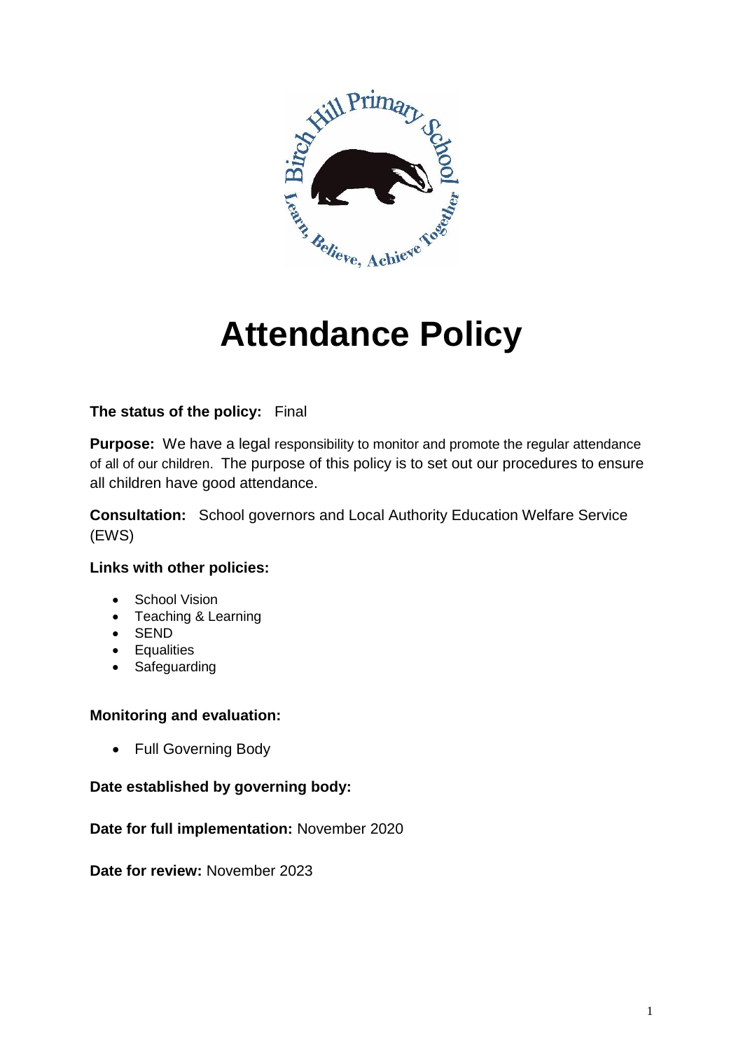# Attendance Policy

**The status of the policy:** Final

**Purpose:** We have a legal responsibility to monitor and promote the regular attendance of all of our children. The purpose of this policy is to set out our procedures to ensure all children have good attendance.

**Consultation:** School governors and Local Authority Education Welfare Service (EWS)

**Links with other policies:**

- School Vision
- Teaching & Learning
- SEND
- Equalities
- Safeguarding

**Monitoring and evaluation:**

- Full Governing Body

**Date established by governing body:**

**Date for full implementation:** November 2020

**Date for review:** November 2023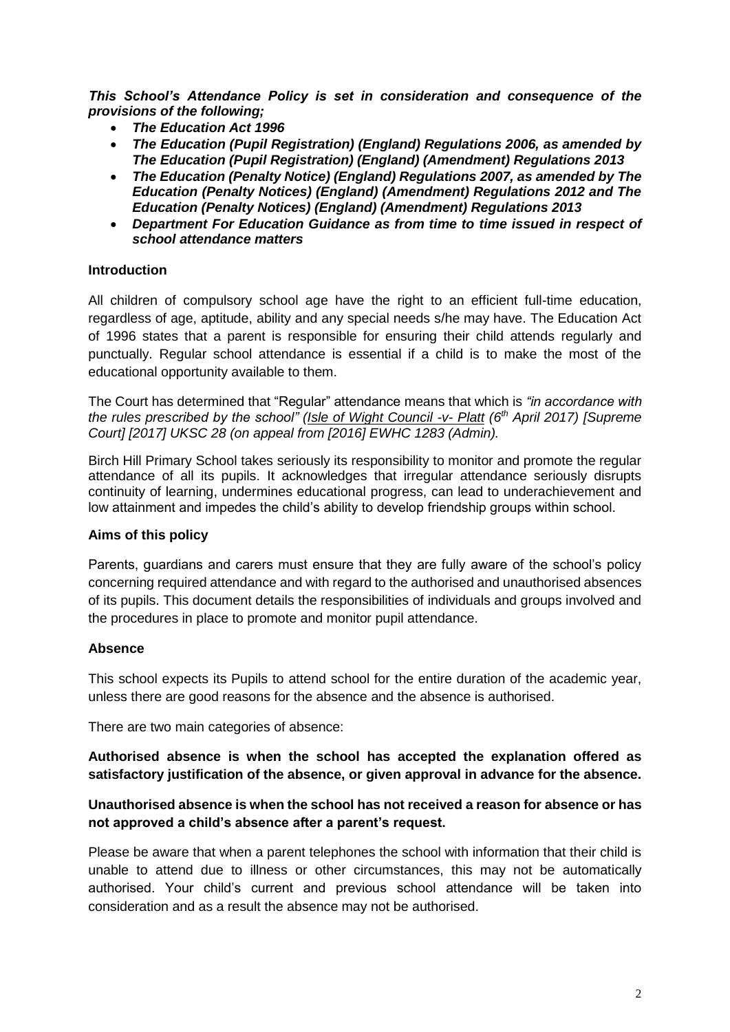***This School's Attendance Policy is set in consideration and consequence of the provisions of the following;***

- ***The Education Act 1996***
- ***The Education (Pupil Registration) (England) Regulations 2006, as amended by The Education (Pupil Registration) (England) (Amendment) Regulations 2013***
- ***The Education (Penalty Notice) (England) Regulations 2007, as amended by The Education (Penalty Notices) (England) (Amendment) Regulations 2012 and The Education (Penalty Notices) (England) (Amendment) Regulations 2013***
- ***Department For Education Guidance as from time to time issued in respect of school attendance matters***

**Introduction**

All children of compulsory school age have the right to an efficient full-time education, regardless of age, aptitude, ability and any special needs s/he may have. The Education Act of 1996 states that a parent is responsible for ensuring their child attends regularly and punctually. Regular school attendance is essential if a child is to make the most of the educational opportunity available to them.

The Court has determined that "Regular" attendance means that which is *"in accordance with the rules prescribed by the school" (Isle of Wight Council -v- Platt (6th April 2017) [Supreme Court] [2017] UKSC 28 (on appeal from [2016] EWHC 1283 (Admin).*

Birch Hill Primary School takes seriously its responsibility to monitor and promote the regular attendance of all its pupils. It acknowledges that irregular attendance seriously disrupts continuity of learning, undermines educational progress, can lead to underachievement and low attainment and impedes the child's ability to develop friendship groups within school.

**Aims of this policy**

Parents, guardians and carers must ensure that they are fully aware of the school's policy concerning required attendance and with regard to the authorised and unauthorised absences of its pupils. This document details the responsibilities of individuals and groups involved and the procedures in place to promote and monitor pupil attendance.

**Absence**

This school expects its Pupils to attend school for the entire duration of the academic year, unless there are good reasons for the absence and the absence is authorised.

There are two main categories of absence:

**Authorised absence is when the school has accepted the explanation offered as satisfactory justification of the absence, or given approval in advance for the absence.**

**Unauthorised absence is when the school has not received a reason for absence or has not approved a child's absence after a parent's request.**

Please be aware that when a parent telephones the school with information that their child is unable to attend due to illness or other circumstances, this may not be automatically authorised. Your child's current and previous school attendance will be taken into consideration and as a result the absence may not be authorised.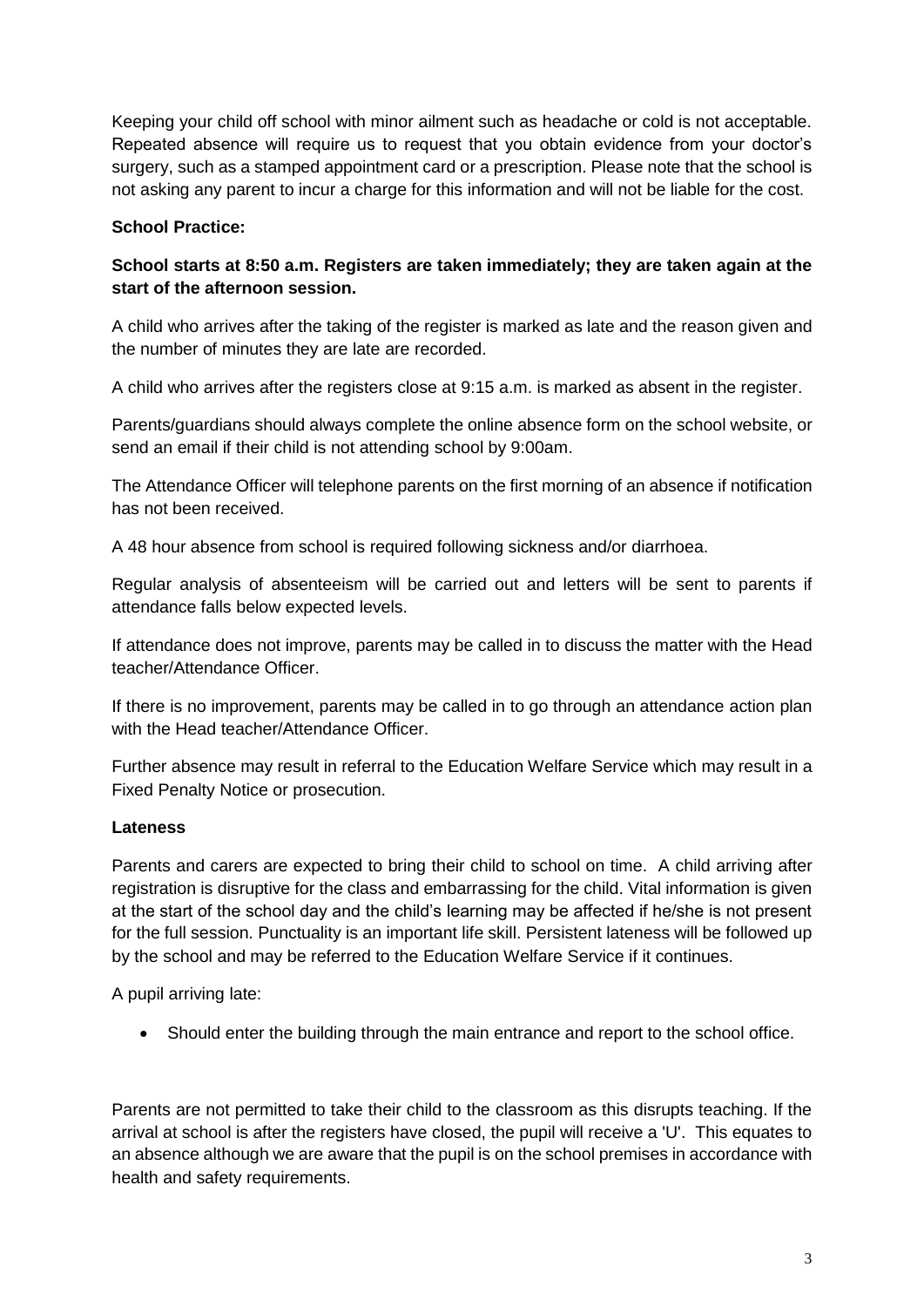Keeping your child off school with minor ailment such as headache or cold is not acceptable. Repeated absence will require us to request that you obtain evidence from your doctor's surgery, such as a stamped appointment card or a prescription. Please note that the school is not asking any parent to incur a charge for this information and will not be liable for the cost.

**School Practice:**

**School starts at 8:50 a.m. Registers are taken immediately; they are taken again at the start of the afternoon session.**

A child who arrives after the taking of the register is marked as late and the reason given and the number of minutes they are late are recorded.

A child who arrives after the registers close at 9:15 a.m. is marked as absent in the register.

Parents/guardians should always complete the online absence form on the school website, or send an email if their child is not attending school by 9:00am.

The Attendance Officer will telephone parents on the first morning of an absence if notification has not been received.

A 48 hour absence from school is required following sickness and/or diarrhoea.

Regular analysis of absenteeism will be carried out and letters will be sent to parents if attendance falls below expected levels.

If attendance does not improve, parents may be called in to discuss the matter with the Head teacher/Attendance Officer.

If there is no improvement, parents may be called in to go through an attendance action plan with the Head teacher/Attendance Officer.

Further absence may result in referral to the Education Welfare Service which may result in a Fixed Penalty Notice or prosecution.

**Lateness**

Parents and carers are expected to bring their child to school on time. A child arriving after registration is disruptive for the class and embarrassing for the child. Vital information is given at the start of the school day and the child's learning may be affected if he/she is not present for the full session. Punctuality is an important life skill. Persistent lateness will be followed up by the school and may be referred to the Education Welfare Service if it continues.

A pupil arriving late:

- Should enter the building through the main entrance and report to the school office.

Parents are not permitted to take their child to the classroom as this disrupts teaching. If the arrival at school is after the registers have closed, the pupil will receive a 'U'. This equates to an absence although we are aware that the pupil is on the school premises in accordance with health and safety requirements.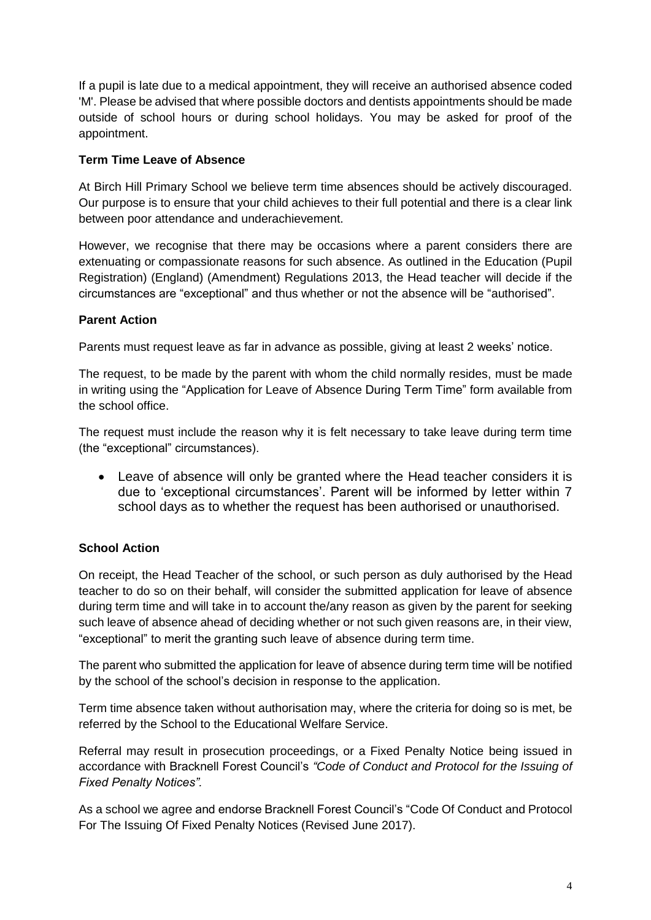If a pupil is late due to a medical appointment, they will receive an authorised absence coded 'M'. Please be advised that where possible doctors and dentists appointments should be made outside of school hours or during school holidays. You may be asked for proof of the appointment.

**Term Time Leave of Absence**

At Birch Hill Primary School we believe term time absences should be actively discouraged. Our purpose is to ensure that your child achieves to their full potential and there is a clear link between poor attendance and underachievement.

However, we recognise that there may be occasions where a parent considers there are extenuating or compassionate reasons for such absence. As outlined in the Education (Pupil Registration) (England) (Amendment) Regulations 2013, the Head teacher will decide if the circumstances are "exceptional" and thus whether or not the absence will be "authorised".

**Parent Action**

Parents must request leave as far in advance as possible, giving at least 2 weeks' notice.

The request, to be made by the parent with whom the child normally resides, must be made in writing using the "Application for Leave of Absence During Term Time" form available from the school office.

The request must include the reason why it is felt necessary to take leave during term time (the "exceptional" circumstances).

- Leave of absence will only be granted where the Head teacher considers it is due to 'exceptional circumstances'. Parent will be informed by letter within 7 school days as to whether the request has been authorised or unauthorised.

**School Action**

On receipt, the Head Teacher of the school, or such person as duly authorised by the Head teacher to do so on their behalf, will consider the submitted application for leave of absence during term time and will take in to account the/any reason as given by the parent for seeking such leave of absence ahead of deciding whether or not such given reasons are, in their view, "exceptional" to merit the granting such leave of absence during term time.

The parent who submitted the application for leave of absence during term time will be notified by the school of the school's decision in response to the application.

Term time absence taken without authorisation may, where the criteria for doing so is met, be referred by the School to the Educational Welfare Service.

Referral may result in prosecution proceedings, or a Fixed Penalty Notice being issued in accordance with Bracknell Forest Council's *"Code of Conduct and Protocol for the Issuing of Fixed Penalty Notices".*

As a school we agree and endorse Bracknell Forest Council's "Code Of Conduct and Protocol For The Issuing Of Fixed Penalty Notices (Revised June 2017).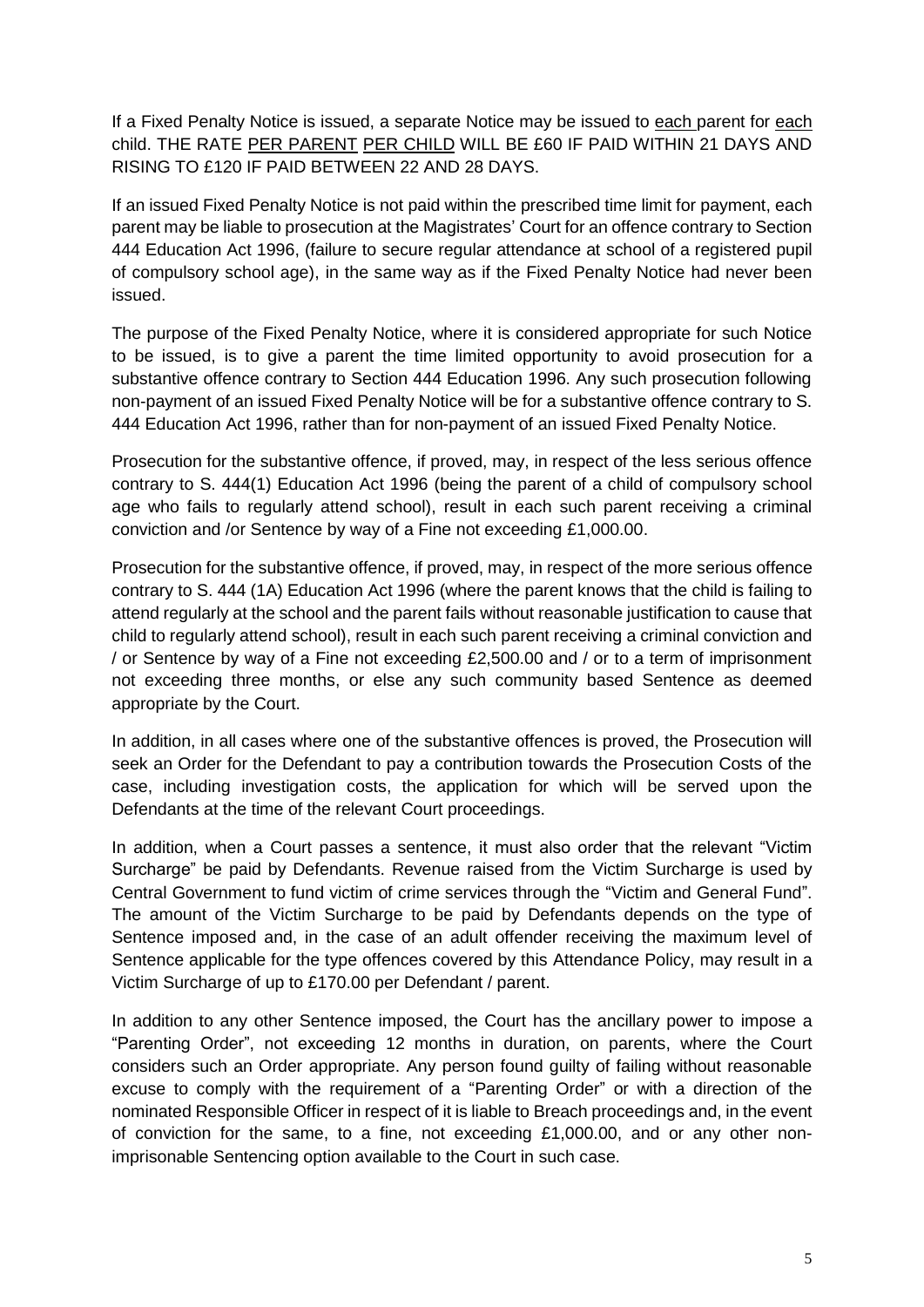If a Fixed Penalty Notice is issued, a separate Notice may be issued to each parent for each child. THE RATE PER PARENT PER CHILD WILL BE £60 IF PAID WITHIN 21 DAYS AND RISING TO £120 IF PAID BETWEEN 22 AND 28 DAYS.

If an issued Fixed Penalty Notice is not paid within the prescribed time limit for payment, each parent may be liable to prosecution at the Magistrates' Court for an offence contrary to Section 444 Education Act 1996, (failure to secure regular attendance at school of a registered pupil of compulsory school age), in the same way as if the Fixed Penalty Notice had never been issued.

The purpose of the Fixed Penalty Notice, where it is considered appropriate for such Notice to be issued, is to give a parent the time limited opportunity to avoid prosecution for a substantive offence contrary to Section 444 Education 1996. Any such prosecution following non-payment of an issued Fixed Penalty Notice will be for a substantive offence contrary to S. 444 Education Act 1996, rather than for non-payment of an issued Fixed Penalty Notice.

Prosecution for the substantive offence, if proved, may, in respect of the less serious offence contrary to S. 444(1) Education Act 1996 (being the parent of a child of compulsory school age who fails to regularly attend school), result in each such parent receiving a criminal conviction and /or Sentence by way of a Fine not exceeding £1,000.00.

Prosecution for the substantive offence, if proved, may, in respect of the more serious offence contrary to S. 444 (1A) Education Act 1996 (where the parent knows that the child is failing to attend regularly at the school and the parent fails without reasonable justification to cause that child to regularly attend school), result in each such parent receiving a criminal conviction and / or Sentence by way of a Fine not exceeding £2,500.00 and / or to a term of imprisonment not exceeding three months, or else any such community based Sentence as deemed appropriate by the Court.

In addition, in all cases where one of the substantive offences is proved, the Prosecution will seek an Order for the Defendant to pay a contribution towards the Prosecution Costs of the case, including investigation costs, the application for which will be served upon the Defendants at the time of the relevant Court proceedings.

In addition, when a Court passes a sentence, it must also order that the relevant "Victim Surcharge" be paid by Defendants. Revenue raised from the Victim Surcharge is used by Central Government to fund victim of crime services through the "Victim and General Fund". The amount of the Victim Surcharge to be paid by Defendants depends on the type of Sentence imposed and, in the case of an adult offender receiving the maximum level of Sentence applicable for the type offences covered by this Attendance Policy, may result in a Victim Surcharge of up to £170.00 per Defendant / parent.

In addition to any other Sentence imposed, the Court has the ancillary power to impose a "Parenting Order", not exceeding 12 months in duration, on parents, where the Court considers such an Order appropriate. Any person found guilty of failing without reasonable excuse to comply with the requirement of a "Parenting Order" or with a direction of the nominated Responsible Officer in respect of it is liable to Breach proceedings and, in the event of conviction for the same, to a fine, not exceeding £1,000.00, and or any other non-imprisonable Sentencing option available to the Court in such case.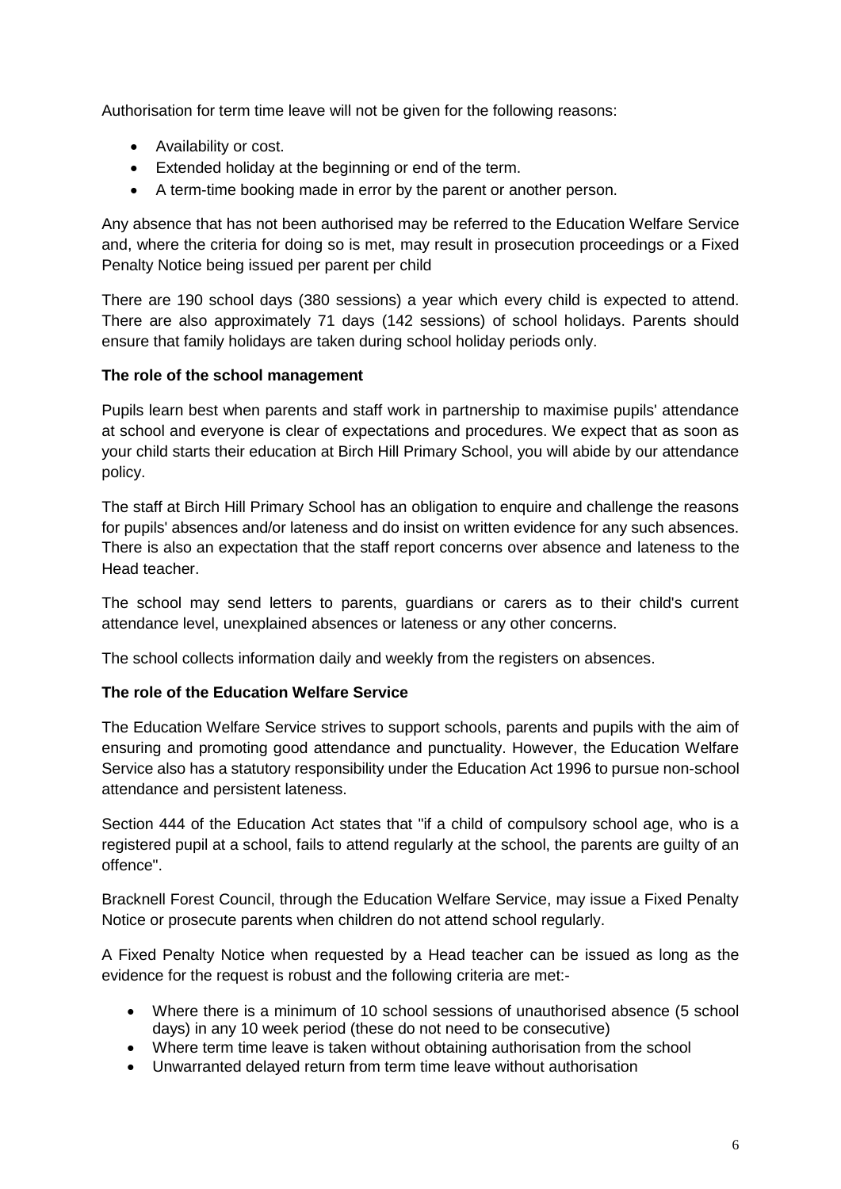Authorisation for term time leave will not be given for the following reasons:

- Availability or cost.
- Extended holiday at the beginning or end of the term.
- A term-time booking made in error by the parent or another person.

Any absence that has not been authorised may be referred to the Education Welfare Service and, where the criteria for doing so is met, may result in prosecution proceedings or a Fixed Penalty Notice being issued per parent per child

There are 190 school days (380 sessions) a year which every child is expected to attend. There are also approximately 71 days (142 sessions) of school holidays. Parents should ensure that family holidays are taken during school holiday periods only.

**The role of the school management**

Pupils learn best when parents and staff work in partnership to maximise pupils' attendance at school and everyone is clear of expectations and procedures. We expect that as soon as your child starts their education at Birch Hill Primary School, you will abide by our attendance policy.

The staff at Birch Hill Primary School has an obligation to enquire and challenge the reasons for pupils' absences and/or lateness and do insist on written evidence for any such absences. There is also an expectation that the staff report concerns over absence and lateness to the Head teacher.

The school may send letters to parents, guardians or carers as to their child's current attendance level, unexplained absences or lateness or any other concerns.

The school collects information daily and weekly from the registers on absences.

**The role of the Education Welfare Service**

The Education Welfare Service strives to support schools, parents and pupils with the aim of ensuring and promoting good attendance and punctuality. However, the Education Welfare Service also has a statutory responsibility under the Education Act 1996 to pursue non-school attendance and persistent lateness.

Section 444 of the Education Act states that "if a child of compulsory school age, who is a registered pupil at a school, fails to attend regularly at the school, the parents are guilty of an offence".

Bracknell Forest Council, through the Education Welfare Service, may issue a Fixed Penalty Notice or prosecute parents when children do not attend school regularly.

A Fixed Penalty Notice when requested by a Head teacher can be issued as long as the evidence for the request is robust and the following criteria are met:-

- Where there is a minimum of 10 school sessions of unauthorised absence (5 school days) in any 10 week period (these do not need to be consecutive)
- Where term time leave is taken without obtaining authorisation from the school
- Unwarranted delayed return from term time leave without authorisation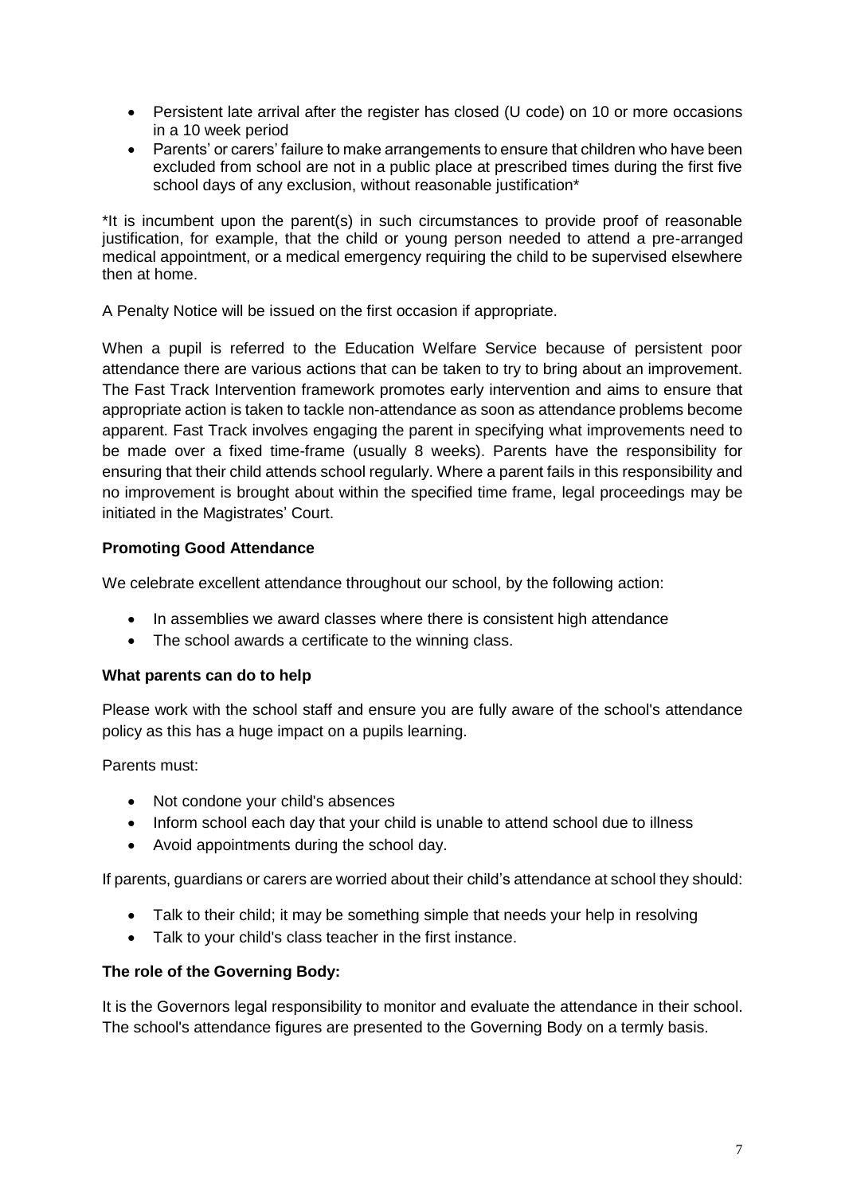- Persistent late arrival after the register has closed (U code) on 10 or more occasions in a 10 week period
- Parents' or carers' failure to make arrangements to ensure that children who have been excluded from school are not in a public place at prescribed times during the first five school days of any exclusion, without reasonable justification*

*It is incumbent upon the parent(s) in such circumstances to provide proof of reasonable justification, for example, that the child or young person needed to attend a pre-arranged medical appointment, or a medical emergency requiring the child to be supervised elsewhere then at home.

A Penalty Notice will be issued on the first occasion if appropriate.

When a pupil is referred to the Education Welfare Service because of persistent poor attendance there are various actions that can be taken to try to bring about an improvement. The Fast Track Intervention framework promotes early intervention and aims to ensure that appropriate action is taken to tackle non-attendance as soon as attendance problems become apparent. Fast Track involves engaging the parent in specifying what improvements need to be made over a fixed time-frame (usually 8 weeks). Parents have the responsibility for ensuring that their child attends school regularly. Where a parent fails in this responsibility and no improvement is brought about within the specified time frame, legal proceedings may be initiated in the Magistrates' Court.

**Promoting Good Attendance**

We celebrate excellent attendance throughout our school, by the following action:

- In assemblies we award classes where there is consistent high attendance
- The school awards a certificate to the winning class.

**What parents can do to help**

Please work with the school staff and ensure you are fully aware of the school's attendance policy as this has a huge impact on a pupils learning.

Parents must:

- Not condone your child's absences
- Inform school each day that your child is unable to attend school due to illness
- Avoid appointments during the school day.

If parents, guardians or carers are worried about their child's attendance at school they should:

- Talk to their child; it may be something simple that needs your help in resolving
- Talk to your child's class teacher in the first instance.

**The role of the Governing Body:**

It is the Governors legal responsibility to monitor and evaluate the attendance in their school. The school's attendance figures are presented to the Governing Body on a termly basis.